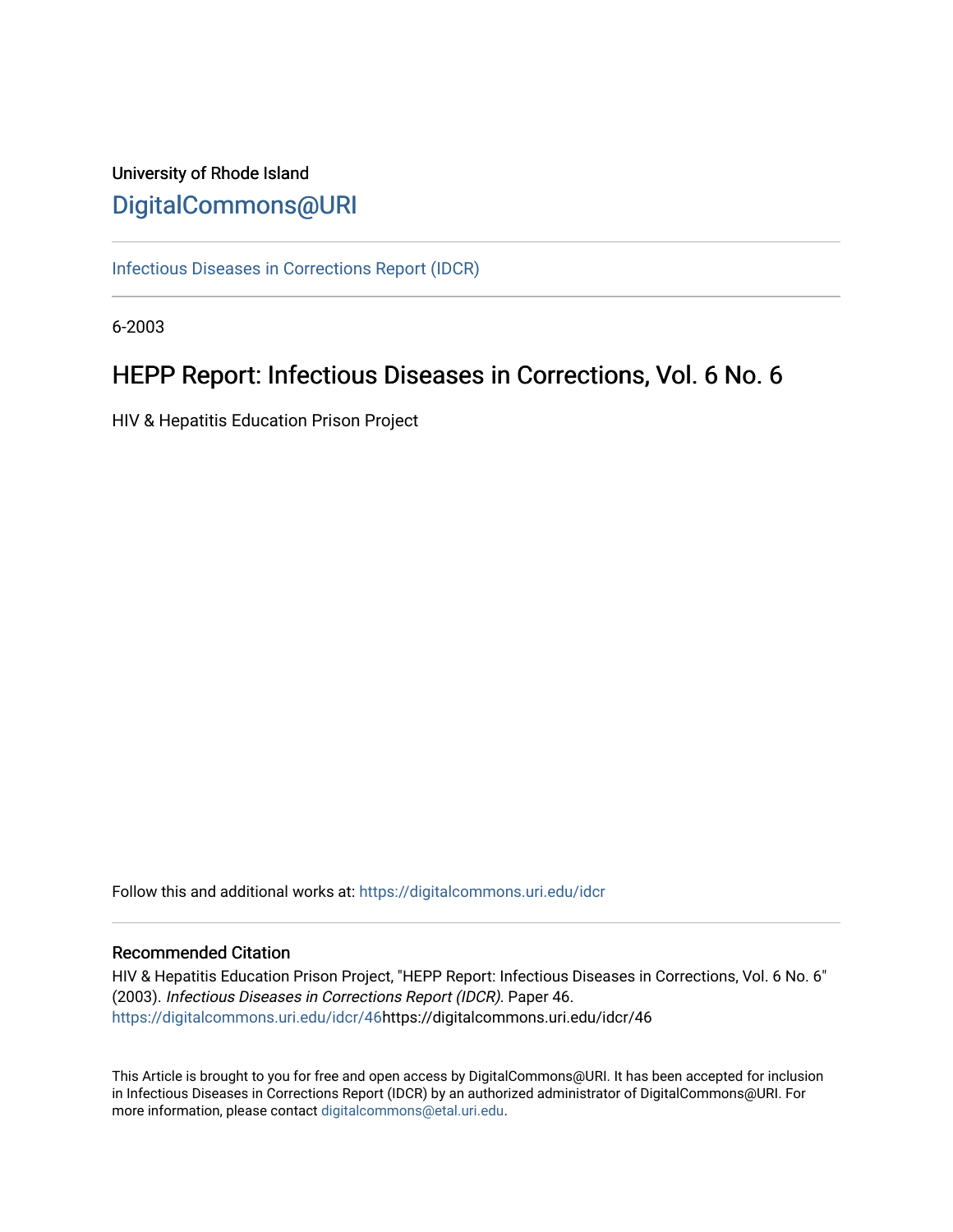University of Rhode Island

# DigitalCommons@URI

Infectious Diseases in Corrections Report (IDCR)

6-2003

## HEPP Report: Infectious Diseases in Corrections, Vol. 6 No. 6

HIV & Hepatitis Education Prison Project

Follow this and additional works at: https://digitalcommons.uri.edu/idcr

### Recommended Citation

HIV & Hepatitis Education Prison Project, "HEPP Report: Infectious Diseases in Corrections, Vol. 6 No. 6" (2003). *Infectious Diseases in Corrections Report (IDCR).* Paper 46.
https://digitalcommons.uri.edu/idcr/46https://digitalcommons.uri.edu/idcr/46

This Article is brought to you for free and open access by DigitalCommons@URI. It has been accepted for inclusion in Infectious Diseases in Corrections Report (IDCR) by an authorized administrator of DigitalCommons@URI. For more information, please contact digitalcommons@etal.uri.edu.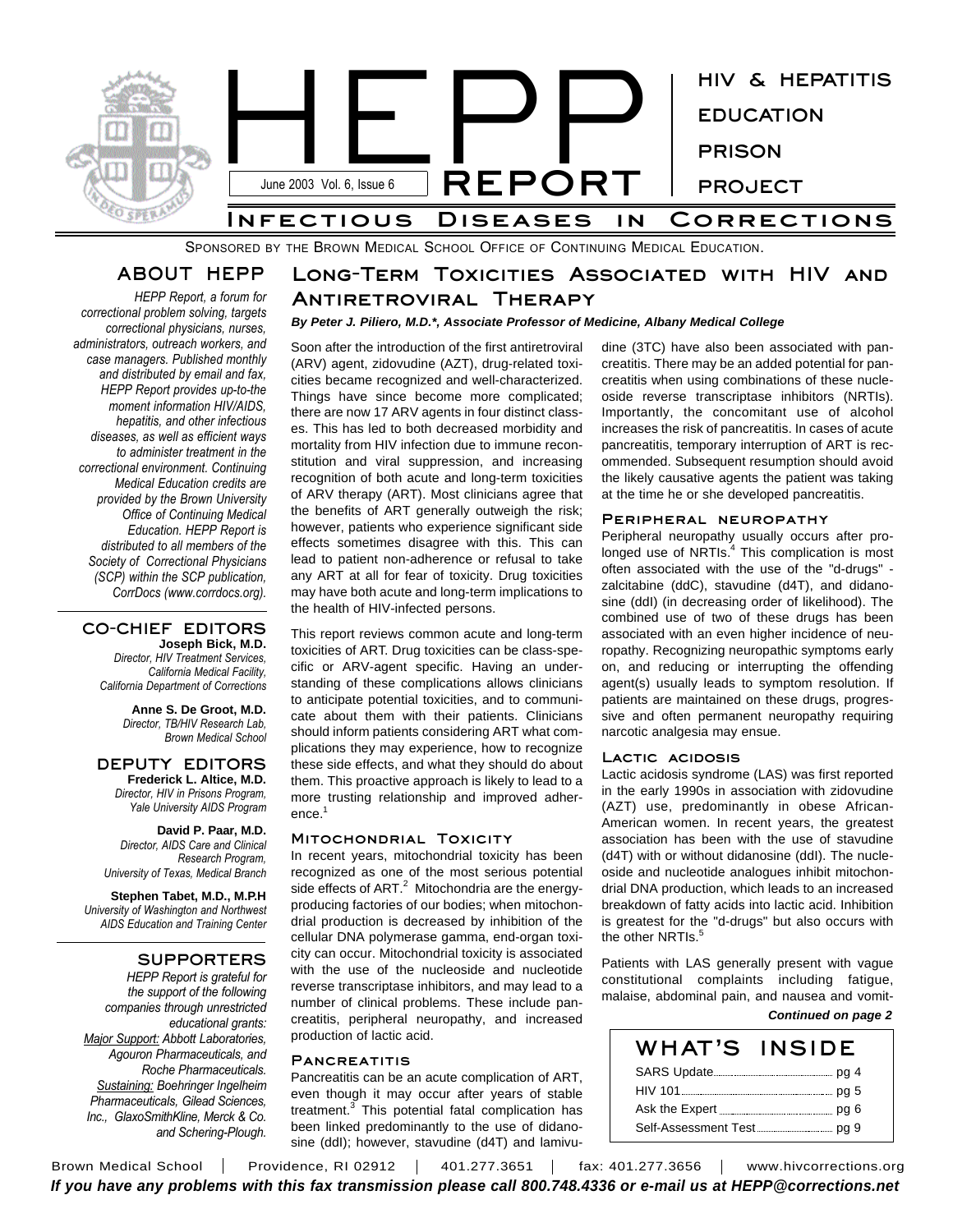# HEPP REPORT

June 2003 Vol. 6, Issue 6

HIV & HEPATITIS EDUCATION PRISON PROJECT

## Infectious Diseases in Corrections

Sponsored by the Brown Medical School Office of Continuing Medical Education.

## ABOUT HEPP

*HEPP Report, a forum for correctional problem solving, targets correctional physicians, nurses, administrators, outreach workers, and case managers. Published monthly and distributed by email and fax, HEPP Report provides up-to-the moment information HIV/AIDS, hepatitis, and other infectious diseases, as well as efficient ways to administer treatment in the correctional environment. Continuing Medical Education credits are provided by the Brown University Office of Continuing Medical Education. HEPP Report is distributed to all members of the Society of Correctional Physicians (SCP) within the SCP publication, CorrDocs (www.corrdocs.org).*

### CO-CHIEF EDITORS

**Joseph Bick, M.D.**
*Director, HIV Treatment Services, California Medical Facility, California Department of Corrections*

**Anne S. De Groot, M.D.**
*Director, TB/HIV Research Lab, Brown Medical School*

### DEPUTY EDITORS

**Frederick L. Altice, M.D.**
*Director, HIV in Prisons Program, Yale University AIDS Program*

**David P. Paar, M.D.**
*Director, AIDS Care and Clinical Research Program, University of Texas, Medical Branch*

**Stephen Tabet, M.D., M.P.H**
*University of Washington and Northwest AIDS Education and Training Center*

### SUPPORTERS

*HEPP Report is grateful for the support of the following companies through unrestricted educational grants: Major Support: Abbott Laboratories, Agouron Pharmaceuticals, and Roche Pharmaceuticals. Sustaining: Boehringer Ingelheim Pharmaceuticals, Gilead Sciences, Inc., GlaxoSmithKline, Merck & Co. and Schering-Plough.*

## Long-Term Toxicities Associated with HIV and Antiretroviral Therapy

***By Peter J. Piliero, M.D.\*, Associate Professor of Medicine, Albany Medical College***

Soon after the introduction of the first antiretroviral (ARV) agent, zidovudine (AZT), drug-related toxicities became recognized and well-characterized. Things have since become more complicated; there are now 17 ARV agents in four distinct classes. This has led to both decreased morbidity and mortality from HIV infection due to immune reconstitution and viral suppression, and increasing recognition of both acute and long-term toxicities of ARV therapy (ART). Most clinicians agree that the benefits of ART generally outweigh the risk; however, patients who experience significant side effects sometimes disagree with this. This can lead to patient non-adherence or refusal to take any ART at all for fear of toxicity. Drug toxicities may have both acute and long-term implications to the health of HIV-infected persons.

This report reviews common acute and long-term toxicities of ART. Drug toxicities can be class-specific or ARV-agent specific. Having an understanding of these complications allows clinicians to anticipate potential toxicities, and to communicate about them with their patients. Clinicians should inform patients considering ART what complications they may experience, how to recognize these side effects, and what they should do about them. This proactive approach is likely to lead to a more trusting relationship and improved adherence.[1]

### Mitochondrial Toxicity

In recent years, mitochondrial toxicity has been recognized as one of the most serious potential side effects of ART.[2] Mitochondria are the energy-producing factories of our bodies; when mitochondrial production is decreased by inhibition of the cellular DNA polymerase gamma, end-organ toxicity can occur. Mitochondrial toxicity is associated with the use of the nucleoside and nucleotide reverse transcriptase inhibitors, and may lead to a number of clinical problems. These include pancreatitis, peripheral neuropathy, and increased production of lactic acid.

### Pancreatitis

Pancreatitis can be an acute complication of ART, even though it may occur after years of stable treatment.[3] This potential fatal complication has been linked predominantly to the use of didanosine (ddI); however, stavudine (d4T) and lamivudine (3TC) have also been associated with pancreatitis. There may be an added potential for pancreatitis when using combinations of these nucleoside reverse transcriptase inhibitors (NRTIs). Importantly, the concomitant use of alcohol increases the risk of pancreatitis. In cases of acute pancreatitis, temporary interruption of ART is recommended. Subsequent resumption should avoid the likely causative agents the patient was taking at the time he or she developed pancreatitis.

### Peripheral neuropathy

Peripheral neuropathy usually occurs after prolonged use of NRTIs.[4] This complication is most often associated with the use of the "d-drugs" - zalcitabine (ddC), stavudine (d4T), and didanosine (ddI) (in decreasing order of likelihood). The combined use of two of these drugs has been associated with an even higher incidence of neuropathy. Recognizing neuropathic symptoms early on, and reducing or interrupting the offending agent(s) usually leads to symptom resolution. If patients are maintained on these drugs, progressive and often permanent neuropathy requiring narcotic analgesia may ensue.

### Lactic acidosis

Lactic acidosis syndrome (LAS) was first reported in the early 1990s in association with zidovudine (AZT) use, predominantly in obese African-American women. In recent years, the greatest association has been with the use of stavudine (d4T) with or without didanosine (ddI). The nucleoside and nucleotide analogues inhibit mitochondrial DNA production, which leads to an increased breakdown of fatty acids into lactic acid. Inhibition is greatest for the "d-drugs" but also occurs with the other NRTIs.[5]

Patients with LAS generally present with vague constitutional complaints including fatigue, malaise, abdominal pain, and nausea and vomit-

***Continued on page 2***

## WHAT'S INSIDE

| | |
|---|---|
| SARS Update | pg 4 |
| HIV 101 | pg 5 |
| Ask the Expert | pg 6 |
| Self-Assessment Test | pg 9 |

Brown Medical School | Providence, RI 02912 | 401.277.3651 | fax: 401.277.3656 | www.hivcorrections.org

***If you have any problems with this fax transmission please call 800.748.4336 or e-mail us at HEPP@corrections.net***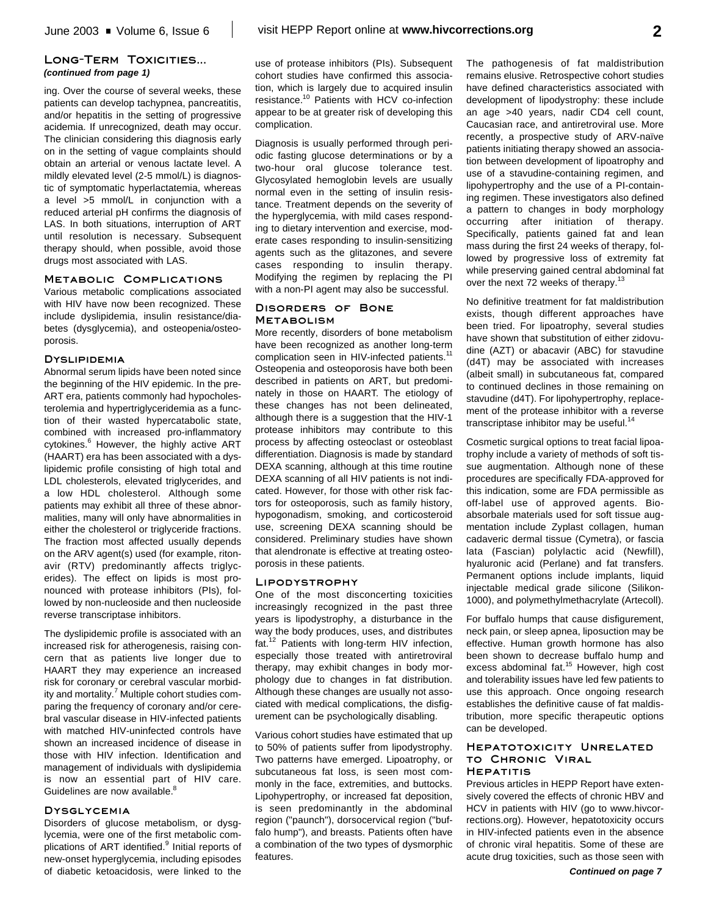## Long-Term Toxicities...

*(continued from page 1)*

ing. Over the course of several weeks, these patients can develop tachypnea, pancreatitis, and/or hepatitis in the setting of progressive acidemia. If unrecognized, death may occur. The clinician considering this diagnosis early on in the setting of vague complaints should obtain an arterial or venous lactate level. A mildly elevated level (2-5 mmol/L) is diagnostic of symptomatic hyperlactatemia, whereas a level >5 mmol/L in conjunction with a reduced arterial pH confirms the diagnosis of LAS. In both situations, interruption of ART until resolution is necessary. Subsequent therapy should, when possible, avoid those drugs most associated with LAS.

### Metabolic Complications

Various metabolic complications associated with HIV have now been recognized. These include dyslipidemia, insulin resistance/diabetes (dysglycemia), and osteopenia/osteoporosis.

#### Dyslipidemia

Abnormal serum lipids have been noted since the beginning of the HIV epidemic. In the pre-ART era, patients commonly had hypocholesterolemia and hypertriglyceridemia as a function of their wasted hypercatabolic state, combined with increased pro-inflammatory cytokines.[6] However, the highly active ART (HAART) era has been associated with a dyslipidemic profile consisting of high total and LDL cholesterols, elevated triglycerides, and a low HDL cholesterol. Although some patients may exhibit all three of these abnormalities, many will only have abnormalities in either the cholesterol or triglyceride fractions. The fraction most affected usually depends on the ARV agent(s) used (for example, ritonavir (RTV) predominantly affects triglycerides). The effect on lipids is most pronounced with protease inhibitors (PIs), followed by non-nucleoside and then nucleoside reverse transcriptase inhibitors.

The dyslipidemic profile is associated with an increased risk for atherogenesis, raising concern that as patients live longer due to HAART they may experience an increased risk for coronary or cerebral vascular morbidity and mortality.[7] Multiple cohort studies comparing the frequency of coronary and/or cerebral vascular disease in HIV-infected patients with matched HIV-uninfected controls have shown an increased incidence of disease in those with HIV infection. Identification and management of individuals with dyslipidemia is now an essential part of HIV care. Guidelines are now available.[8]

#### Dysglycemia

Disorders of glucose metabolism, or dysglycemia, were one of the first metabolic complications of ART identified.[9] Initial reports of new-onset hyperglycemia, including episodes of diabetic ketoacidosis, were linked to the use of protease inhibitors (PIs). Subsequent cohort studies have confirmed this association, which is largely due to acquired insulin resistance.[10] Patients with HCV co-infection appear to be at greater risk of developing this complication.

Diagnosis is usually performed through periodic fasting glucose determinations or by a two-hour oral glucose tolerance test. Glycosylated hemoglobin levels are usually normal even in the setting of insulin resistance. Treatment depends on the severity of the hyperglycemia, with mild cases responding to dietary intervention and exercise, moderate cases responding to insulin-sensitizing agents such as the glitazones, and severe cases responding to insulin therapy. Modifying the regimen by replacing the PI with a non-PI agent may also be successful.

### Disorders of Bone Metabolism

More recently, disorders of bone metabolism have been recognized as another long-term complication seen in HIV-infected patients.[11] Osteopenia and osteoporosis have both been described in patients on ART, but predominately in those on HAART. The etiology of these changes has not been delineated, although there is a suggestion that the HIV-1 protease inhibitors may contribute to this process by affecting osteoclast or osteoblast differentiation. Diagnosis is made by standard DEXA scanning, although at this time routine DEXA scanning of all HIV patients is not indicated. However, for those with other risk factors for osteoporosis, such as family history, hypogonadism, smoking, and corticosteroid use, screening DEXA scanning should be considered. Preliminary studies have shown that alendronate is effective at treating osteoporosis in these patients.

#### Lipodystrophy

One of the most disconcerting toxicities increasingly recognized in the past three years is lipodystrophy, a disturbance in the way the body produces, uses, and distributes fat.[12] Patients with long-term HIV infection, especially those treated with antiretroviral therapy, may exhibit changes in body morphology due to changes in fat distribution. Although these changes are usually not associated with medical complications, the disfigurement can be psychologically disabling.

Various cohort studies have estimated that up to 50% of patients suffer from lipodystrophy. Two patterns have emerged. Lipoatrophy, or subcutaneous fat loss, is seen most commonly in the face, extremities, and buttocks. Lipohypertrophy, or increased fat deposition, is seen predominantly in the abdominal region ("paunch"), dorsocervical region ("buffalo hump"), and breasts. Patients often have a combination of the two types of dysmorphic features.

The pathogenesis of fat maldistribution remains elusive. Retrospective cohort studies have defined characteristics associated with development of lipodystrophy: these include an age >40 years, nadir CD4 cell count, Caucasian race, and antiretroviral use. More recently, a prospective study of ARV-naïve patients initiating therapy showed an association between development of lipoatrophy and use of a stavudine-containing regimen, and lipohypertrophy and the use of a PI-containing regimen. These investigators also defined a pattern to changes in body morphology occurring after initiation of therapy. Specifically, patients gained fat and lean mass during the first 24 weeks of therapy, followed by progressive loss of extremity fat while preserving gained central abdominal fat over the next 72 weeks of therapy.[13]

No definitive treatment for fat maldistribution exists, though different approaches have been tried. For lipoatrophy, several studies have shown that substitution of either zidovudine (AZT) or abacavir (ABC) for stavudine (d4T) may be associated with increases (albeit small) in subcutaneous fat, compared to continued declines in those remaining on stavudine (d4T). For lipohypertrophy, replacement of the protease inhibitor with a reverse transcriptase inhibitor may be useful.[14]

Cosmetic surgical options to treat facial lipoatrophy include a variety of methods of soft tissue augmentation. Although none of these procedures are specifically FDA-approved for this indication, some are FDA permissible as off-label use of approved agents. Bioabsorbale materials used for soft tissue augmentation include Zyplast collagen, human cadaveric dermal tissue (Cymetra), or fascia lata (Fascian) polylactic acid (Newfill), hyaluronic acid (Perlane) and fat transfers. Permanent options include implants, liquid injectable medical grade silicone (Silikon-1000), and polymethylmethacrylate (Artecoll).

For buffalo humps that cause disfigurement, neck pain, or sleep apnea, liposuction may be effective. Human growth hormone has also been shown to decrease buffalo hump and excess abdominal fat.[15] However, high cost and tolerability issues have led few patients to use this approach. Once ongoing research establishes the definitive cause of fat maldistribution, more specific therapeutic options can be developed.

### Hepatotoxicity Unrelated to Chronic Viral Hepatitis

Previous articles in HEPP Report have extensively covered the effects of chronic HBV and HCV in patients with HIV (go to www.hivcorrections.org). However, hepatotoxicity occurs in HIV-infected patients even in the absence of chronic viral hepatitis. Some of these are acute drug toxicities, such as those seen with

***Continued on page 7***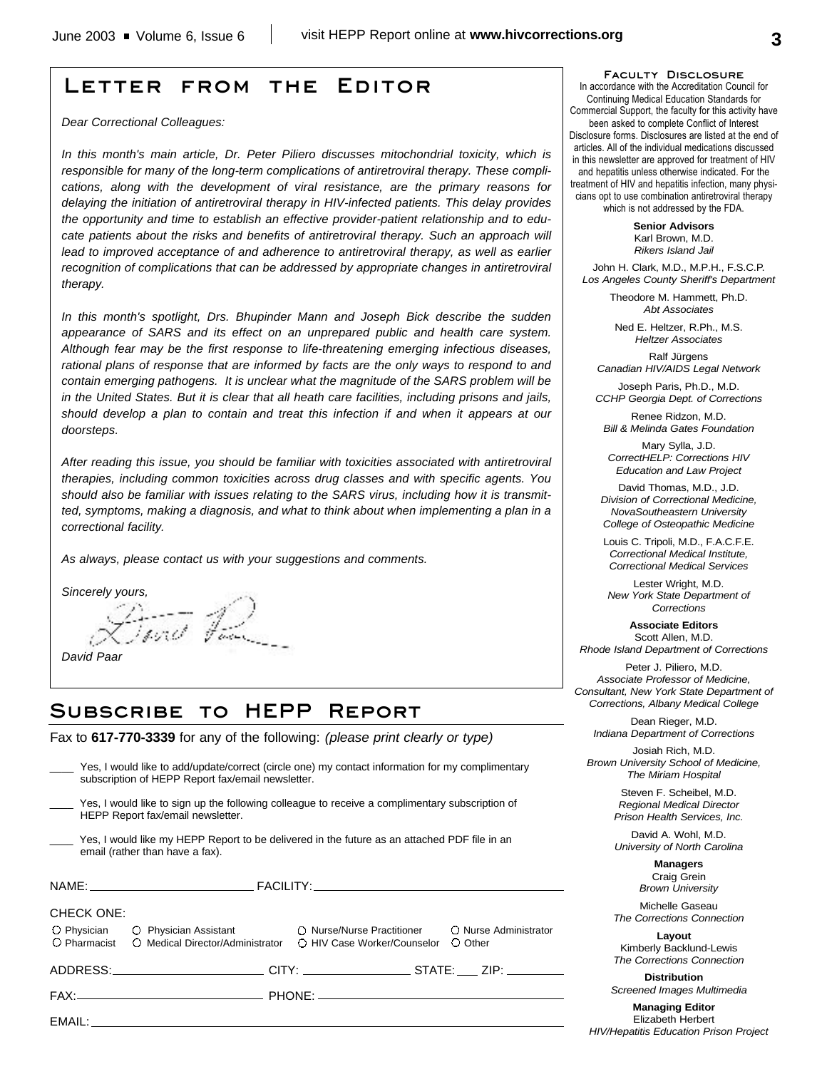## Letter from the Editor

*Dear Correctional Colleagues:*

*In this month's main article, Dr. Peter Piliero discusses mitochondrial toxicity, which is responsible for many of the long-term complications of antiretroviral therapy. These complications, along with the development of viral resistance, are the primary reasons for delaying the initiation of antiretroviral therapy in HIV-infected patients. This delay provides the opportunity and time to establish an effective provider-patient relationship and to educate patients about the risks and benefits of antiretroviral therapy. Such an approach will lead to improved acceptance of and adherence to antiretroviral therapy, as well as earlier recognition of complications that can be addressed by appropriate changes in antiretroviral therapy.*

*In this month's spotlight, Drs. Bhupinder Mann and Joseph Bick describe the sudden appearance of SARS and its effect on an unprepared public and health care system. Although fear may be the first response to life-threatening emerging infectious diseases, rational plans of response that are informed by facts are the only ways to respond to and contain emerging pathogens. It is unclear what the magnitude of the SARS problem will be in the United States. But it is clear that all heath care facilities, including prisons and jails, should develop a plan to contain and treat this infection if and when it appears at our doorsteps.*

*After reading this issue, you should be familiar with toxicities associated with antiretroviral therapies, including common toxicities across drug classes and with specific agents. You should also be familiar with issues relating to the SARS virus, including how it is transmitted, symptoms, making a diagnosis, and what to think about when implementing a plan in a correctional facility.*

*As always, please contact us with your suggestions and comments.*

*Sincerely yours,*

*David Paar*

## Subscribe to HEPP Report

Fax to **617-770-3339** for any of the following: *(please print clearly or type)*

____ Yes, I would like to add/update/correct (circle one) my contact information for my complimentary subscription of HEPP Report fax/email newsletter.

____ Yes, I would like to sign up the following colleague to receive a complimentary subscription of HEPP Report fax/email newsletter.

____ Yes, I would like my HEPP Report to be delivered in the future as an attached PDF file in an email (rather than have a fax).

NAME: ______________________ FACILITY: ______________________

CHECK ONE:

○ Physician ○ Physician Assistant ○ Nurse/Nurse Practitioner ○ Nurse Administrator
○ Pharmacist ○ Medical Director/Administrator ○ HIV Case Worker/Counselor ○ Other

ADDRESS: ______________________ CITY: ______________ STATE: ___ ZIP: ________

FAX: ______________________ PHONE: ______________________

EMAIL: ______________________

### Faculty Disclosure

In accordance with the Accreditation Council for Continuing Medical Education Standards for Commercial Support, the faculty for this activity have been asked to complete Conflict of Interest Disclosure forms. Disclosures are listed at the end of articles. All of the individual medications discussed in this newsletter are approved for treatment of HIV and hepatitis unless otherwise indicated. For the treatment of HIV and hepatitis infection, many physicians opt to use combination antiretroviral therapy which is not addressed by the FDA.

**Senior Advisors**

Karl Brown, M.D.
*Rikers Island Jail*

John H. Clark, M.D., M.P.H., F.S.C.P.
*Los Angeles County Sheriff's Department*

Theodore M. Hammett, Ph.D.
*Abt Associates*

Ned E. Heltzer, R.Ph., M.S.
*Heltzer Associates*

Ralf Jürgens
*Canadian HIV/AIDS Legal Network*

Joseph Paris, Ph.D., M.D.
*CCHP Georgia Dept. of Corrections*

Renee Ridzon, M.D.
*Bill & Melinda Gates Foundation*

Mary Sylla, J.D.
*CorrectHELP: Corrections HIV Education and Law Project*

David Thomas, M.D., J.D.
*Division of Correctional Medicine, NovaSoutheastern University College of Osteopathic Medicine*

Louis C. Tripoli, M.D., F.A.C.F.E.
*Correctional Medical Institute, Correctional Medical Services*

Lester Wright, M.D.
*New York State Department of Corrections*

**Associate Editors**

Scott Allen, M.D.
*Rhode Island Department of Corrections*

Peter J. Piliero, M.D.
*Associate Professor of Medicine, Consultant, New York State Department of Corrections, Albany Medical College*

Dean Rieger, M.D.
*Indiana Department of Corrections*

Josiah Rich, M.D.
*Brown University School of Medicine, The Miriam Hospital*

Steven F. Scheibel, M.D.
*Regional Medical Director Prison Health Services, Inc.*

David A. Wohl, M.D.
*University of North Carolina*

**Managers**

Craig Grein
*Brown University*

Michelle Gaseau
*The Corrections Connection*

**Layout**

Kimberly Backlund-Lewis
*The Corrections Connection*

**Distribution**

*Screened Images Multimedia*

**Managing Editor**

Elizabeth Herbert
*HIV/Hepatitis Education Prison Project*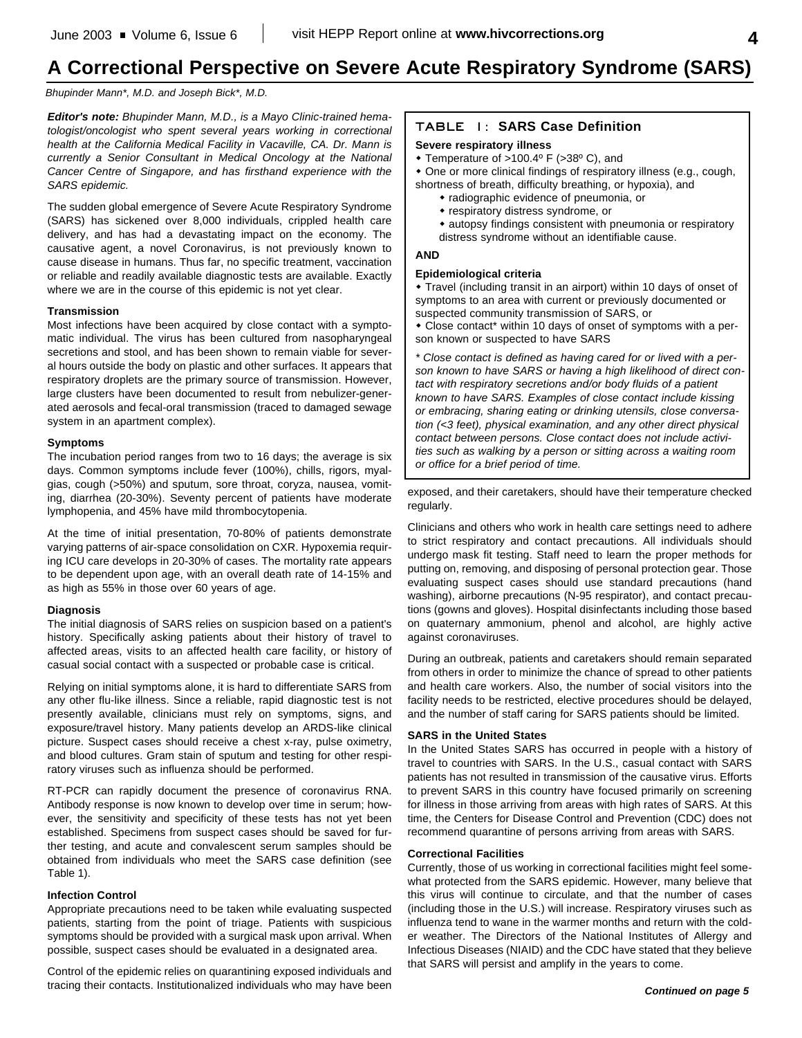# A Correctional Perspective on Severe Acute Respiratory Syndrome (SARS)

*Bhupinder Mann\*, M.D. and Joseph Bick\*, M.D.*

***Editor's note:*** *Bhupinder Mann, M.D., is a Mayo Clinic-trained hematologist/oncologist who spent several years working in correctional health at the California Medical Facility in Vacaville, CA. Dr. Mann is currently a Senior Consultant in Medical Oncology at the National Cancer Centre of Singapore, and has firsthand experience with the SARS epidemic.*

The sudden global emergence of Severe Acute Respiratory Syndrome (SARS) has sickened over 8,000 individuals, crippled health care delivery, and has had a devastating impact on the economy. The causative agent, a novel Coronavirus, is not previously known to cause disease in humans. Thus far, no specific treatment, vaccination or reliable and readily available diagnostic tests are available. Exactly where we are in the course of this epidemic is not yet clear.

### Transmission

Most infections have been acquired by close contact with a symptomatic individual. The virus has been cultured from nasopharyngeal secretions and stool, and has been shown to remain viable for several hours outside the body on plastic and other surfaces. It appears that respiratory droplets are the primary source of transmission. However, large clusters have been documented to result from nebulizer-generated aerosols and fecal-oral transmission (traced to damaged sewage system in an apartment complex).

### Symptoms

The incubation period ranges from two to 16 days; the average is six days. Common symptoms include fever (100%), chills, rigors, myalgias, cough (>50%) and sputum, sore throat, coryza, nausea, vomiting, diarrhea (20-30%). Seventy percent of patients have moderate lymphopenia, and 45% have mild thrombocytopenia.

At the time of initial presentation, 70-80% of patients demonstrate varying patterns of air-space consolidation on CXR. Hypoxemia requiring ICU care develops in 20-30% of cases. The mortality rate appears to be dependent upon age, with an overall death rate of 14-15% and as high as 55% in those over 60 years of age.

### Diagnosis

The initial diagnosis of SARS relies on suspicion based on a patient's history. Specifically asking patients about their history of travel to affected areas, visits to an affected health care facility, or history of casual social contact with a suspected or probable case is critical.

Relying on initial symptoms alone, it is hard to differentiate SARS from any other flu-like illness. Since a reliable, rapid diagnostic test is not presently available, clinicians must rely on symptoms, signs, and exposure/travel history. Many patients develop an ARDS-like clinical picture. Suspect cases should receive a chest x-ray, pulse oximetry, and blood cultures. Gram stain of sputum and testing for other respiratory viruses such as influenza should be performed.

RT-PCR can rapidly document the presence of coronavirus RNA. Antibody response is now known to develop over time in serum; however, the sensitivity and specificity of these tests has not yet been established. Specimens from suspect cases should be saved for further testing, and acute and convalescent serum samples should be obtained from individuals who meet the SARS case definition (see Table 1).

### Infection Control

Appropriate precautions need to be taken while evaluating suspected patients, starting from the point of triage. Patients with suspicious symptoms should be provided with a surgical mask upon arrival. When possible, suspect cases should be evaluated in a designated area.

Control of the epidemic relies on quarantining exposed individuals and tracing their contacts. Institutionalized individuals who may have been exposed, and their caretakers, should have their temperature checked regularly.

#### TABLE 1: SARS Case Definition

**Severe respiratory illness**

- Temperature of >100.4º F (>38º C), and
- One or more clinical findings of respiratory illness (e.g., cough, shortness of breath, difficulty breathing, or hypoxia), and
  - radiographic evidence of pneumonia, or
  - respiratory distress syndrome, or
  - autopsy findings consistent with pneumonia or respiratory distress syndrome without an identifiable cause.

**AND**

**Epidemiological criteria**

- Travel (including transit in an airport) within 10 days of onset of symptoms to an area with current or previously documented or suspected community transmission of SARS, or
- Close contact\* within 10 days of onset of symptoms with a person known or suspected to have SARS

*\* Close contact is defined as having cared for or lived with a person known to have SARS or having a high likelihood of direct contact with respiratory secretions and/or body fluids of a patient known to have SARS. Examples of close contact include kissing or embracing, sharing eating or drinking utensils, close conversation (<3 feet), physical examination, and any other direct physical contact between persons. Close contact does not include activities such as walking by a person or sitting across a waiting room or office for a brief period of time.*

Clinicians and others who work in health care settings need to adhere to strict respiratory and contact precautions. All individuals should undergo mask fit testing. Staff need to learn the proper methods for putting on, removing, and disposing of personal protection gear. Those evaluating suspect cases should use standard precautions (hand washing), airborne precautions (N-95 respirator), and contact precautions (gowns and gloves). Hospital disinfectants including those based on quaternary ammonium, phenol and alcohol, are highly active against coronaviruses.

During an outbreak, patients and caretakers should remain separated from others in order to minimize the chance of spread to other patients and health care workers. Also, the number of social visitors into the facility needs to be restricted, elective procedures should be delayed, and the number of staff caring for SARS patients should be limited.

### SARS in the United States

In the United States SARS has occurred in people with a history of travel to countries with SARS. In the U.S., casual contact with SARS patients has not resulted in transmission of the causative virus. Efforts to prevent SARS in this country have focused primarily on screening for illness in those arriving from areas with high rates of SARS. At this time, the Centers for Disease Control and Prevention (CDC) does not recommend quarantine of persons arriving from areas with SARS.

### Correctional Facilities

Currently, those of us working in correctional facilities might feel somewhat protected from the SARS epidemic. However, many believe that this virus will continue to circulate, and that the number of cases (including those in the U.S.) will increase. Respiratory viruses such as influenza tend to wane in the warmer months and return with the colder weather. The Directors of the National Institutes of Allergy and Infectious Diseases (NIAID) and the CDC have stated that they believe that SARS will persist and amplify in the years to come.

***Continued on page 5***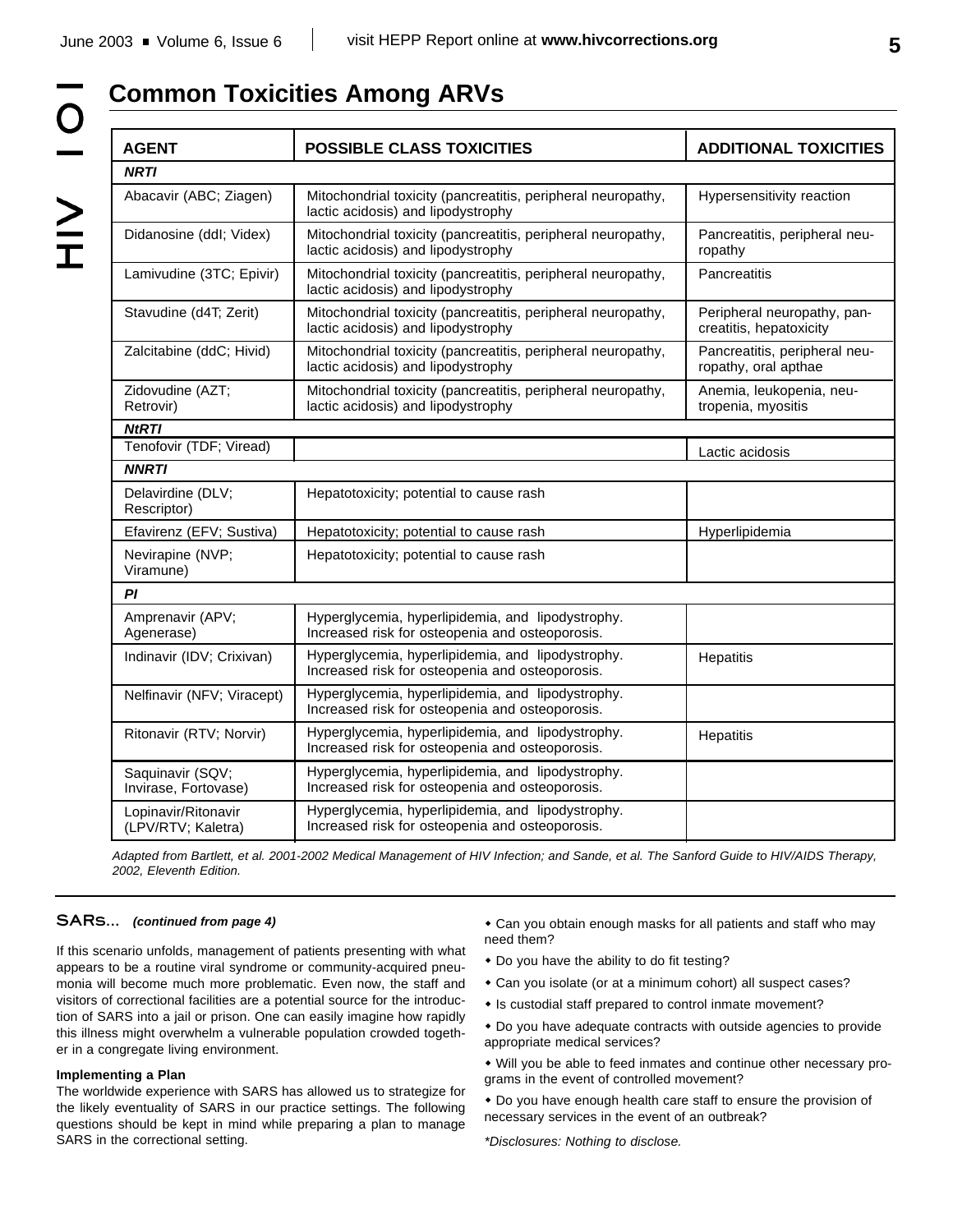## Common Toxicities Among ARVs

| AGENT | POSSIBLE CLASS TOXICITIES | ADDITIONAL TOXICITIES |
|---|---|---|
| ***NRTI*** | | |
| Abacavir (ABC; Ziagen) | Mitochondrial toxicity (pancreatitis, peripheral neuropathy, lactic acidosis) and lipodystrophy | Hypersensitivity reaction |
| Didanosine (ddI; Videx) | Mitochondrial toxicity (pancreatitis, peripheral neuropathy, lactic acidosis) and lipodystrophy | Pancreatitis, peripheral neuropathy |
| Lamivudine (3TC; Epivir) | Mitochondrial toxicity (pancreatitis, peripheral neuropathy, lactic acidosis) and lipodystrophy | Pancreatitis |
| Stavudine (d4T; Zerit) | Mitochondrial toxicity (pancreatitis, peripheral neuropathy, lactic acidosis) and lipodystrophy | Peripheral neuropathy, pancreatitis, hepatoxicity |
| Zalcitabine (ddC; Hivid) | Mitochondrial toxicity (pancreatitis, peripheral neuropathy, lactic acidosis) and lipodystrophy | Pancreatitis, peripheral neuropathy, oral apthae |
| Zidovudine (AZT; Retrovir) | Mitochondrial toxicity (pancreatitis, peripheral neuropathy, lactic acidosis) and lipodystrophy | Anemia, leukopenia, neutropenia, myositis |
| ***NtRTI*** | | |
| Tenofovir (TDF; Viread) | | Lactic acidosis |
| ***NNRTI*** | | |
| Delavirdine (DLV; Rescriptor) | Hepatotoxicity; potential to cause rash | |
| Efavirenz (EFV; Sustiva) | Hepatotoxicity; potential to cause rash | Hyperlipidemia |
| Nevirapine (NVP; Viramune) | Hepatotoxicity; potential to cause rash | |
| ***PI*** | | |
| Amprenavir (APV; Agenerase) | Hyperglycemia, hyperlipidemia, and lipodystrophy. Increased risk for osteopenia and osteoporosis. | |
| Indinavir (IDV; Crixivan) | Hyperglycemia, hyperlipidemia, and lipodystrophy. Increased risk for osteopenia and osteoporosis. | Hepatitis |
| Nelfinavir (NFV; Viracept) | Hyperglycemia, hyperlipidemia, and lipodystrophy. Increased risk for osteopenia and osteoporosis. | |
| Ritonavir (RTV; Norvir) | Hyperglycemia, hyperlipidemia, and lipodystrophy. Increased risk for osteopenia and osteoporosis. | Hepatitis |
| Saquinavir (SQV; Invirase, Fortovase) | Hyperglycemia, hyperlipidemia, and lipodystrophy. Increased risk for osteopenia and osteoporosis. | |
| Lopinavir/Ritonavir (LPV/RTV; Kaletra) | Hyperglycemia, hyperlipidemia, and lipodystrophy. Increased risk for osteopenia and osteoporosis. | |

*Adapted from Bartlett, et al. 2001-2002 Medical Management of HIV Infection; and Sande, et al. The Sanford Guide to HIV/AIDS Therapy, 2002, Eleventh Edition.*

---

**SARS...** ***(continued from page 4)***

If this scenario unfolds, management of patients presenting with what appears to be a routine viral syndrome or community-acquired pneumonia will become much more problematic. Even now, the staff and visitors of correctional facilities are a potential source for the introduction of SARS into a jail or prison. One can easily imagine how rapidly this illness might overwhelm a vulnerable population crowded together in a congregate living environment.

#### Implementing a Plan

The worldwide experience with SARS has allowed us to strategize for the likely eventuality of SARS in our practice settings. The following questions should be kept in mind while preparing a plan to manage SARS in the correctional setting.

- Can you obtain enough masks for all patients and staff who may need them?
- Do you have the ability to do fit testing?
- Can you isolate (or at a minimum cohort) all suspect cases?
- Is custodial staff prepared to control inmate movement?
- Do you have adequate contracts with outside agencies to provide appropriate medical services?
- Will you be able to feed inmates and continue other necessary programs in the event of controlled movement?
- Do you have enough health care staff to ensure the provision of necessary services in the event of an outbreak?

*\*Disclosures: Nothing to disclose.*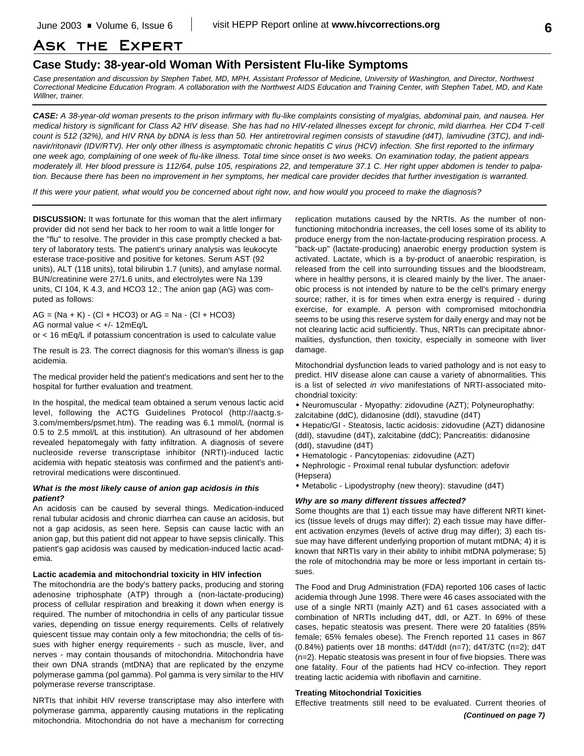# Ask the Expert

## Case Study: 38-year-old Woman With Persistent Flu-like Symptoms

*Case presentation and discussion by Stephen Tabet, MD, MPH, Assistant Professor of Medicine, University of Washington, and Director, Northwest Correctional Medicine Education Program. A collaboration with the Northwest AIDS Education and Training Center, with Stephen Tabet, MD, and Kate Willner, trainer.*

***CASE:*** *A 38-year-old woman presents to the prison infirmary with flu-like complaints consisting of myalgias, abdominal pain, and nausea. Her medical history is significant for Class A2 HIV disease. She has had no HIV-related illnesses except for chronic, mild diarrhea. Her CD4 T-cell count is 512 (32%), and HIV RNA by bDNA is less than 50. Her antiretroviral regimen consists of stavudine (d4T), lamivudine (3TC), and indinavir/ritonavir (IDV/RTV). Her only other illness is asymptomatic chronic hepatitis C virus (HCV) infection. She first reported to the infirmary one week ago, complaining of one week of flu-like illness. Total time since onset is two weeks. On examination today, the patient appears moderately ill. Her blood pressure is 112/64, pulse 105, respirations 22, and temperature 37.1 C. Her right upper abdomen is tender to palpation. Because there has been no improvement in her symptoms, her medical care provider decides that further investigation is warranted.*

*If this were your patient, what would you be concerned about right now, and how would you proceed to make the diagnosis?*

**DISCUSSION:** It was fortunate for this woman that the alert infirmary provider did not send her back to her room to wait a little longer for the "flu" to resolve. The provider in this case promptly checked a battery of laboratory tests. The patient's urinary analysis was leukocyte esterase trace-positive and positive for ketones. Serum AST (92 units), ALT (118 units), total bilirubin 1.7 (units), and amylase normal. BUN/creatinine were 27/1.6 units, and electrolytes were Na 139 units, Cl 104, K 4.3, and HCO3 12.; The anion gap (AG) was computed as follows:

AG = (Na + K) - (Cl + HCO3) or AG = Na - (Cl + HCO3)
AG normal value < +/- 12mEq/L
or < 16 mEq/L if potassium concentration is used to calculate value

The result is 23. The correct diagnosis for this woman's illness is gap acidemia.

The medical provider held the patient's medications and sent her to the hospital for further evaluation and treatment.

In the hospital, the medical team obtained a serum venous lactic acid level, following the ACTG Guidelines Protocol (http://aactg.s-3.com/members/psmet.htm). The reading was 6.1 mmol/L (normal is 0.5 to 2.5 mmol/L at this institution). An ultrasound of her abdomen revealed hepatomegaly with fatty infiltration. A diagnosis of severe nucleoside reverse transcriptase inhibitor (NRTI)-induced lactic acidemia with hepatic steatosis was confirmed and the patient's antiretroviral medications were discontinued.

### *What is the most likely cause of anion gap acidosis in this patient?*

An acidosis can be caused by several things. Medication-induced renal tubular acidosis and chronic diarrhea can cause an acidosis, but not a gap acidosis, as seen here. Sepsis can cause lactic with an anion gap, but this patient did not appear to have sepsis clinically. This patient's gap acidosis was caused by medication-induced lactic academia.

### Lactic academia and mitochondrial toxicity in HIV infection

The mitochondria are the body's battery packs, producing and storing adenosine triphosphate (ATP) through a (non-lactate-producing) process of cellular respiration and breaking it down when energy is required. The number of mitochondria in cells of any particular tissue varies, depending on tissue energy requirements. Cells of relatively quiescent tissue may contain only a few mitochondria; the cells of tissues with higher energy requirements - such as muscle, liver, and nerves - may contain thousands of mitochondria. Mitochondria have their own DNA strands (mtDNA) that are replicated by the enzyme polymerase gamma (pol gamma). Pol gamma is very similar to the HIV polymerase reverse transcriptase.

NRTIs that inhibit HIV reverse transcriptase may also interfere with polymerase gamma, apparently causing mutations in the replicating mitochondria. Mitochondria do not have a mechanism for correcting replication mutations caused by the NRTIs. As the number of non-functioning mitochondria increases, the cell loses some of its ability to produce energy from the non-lactate-producing respiration process. A "back-up" (lactate-producing) anaerobic energy production system is activated. Lactate, which is a by-product of anaerobic respiration, is released from the cell into surrounding tissues and the bloodstream, where in healthy persons, it is cleared mainly by the liver. The anaerobic process is not intended by nature to be the cell's primary energy source; rather, it is for times when extra energy is required - during exercise, for example. A person with compromised mitochondria seems to be using this reserve system for daily energy and may not be not clearing lactic acid sufficiently. Thus, NRTIs can precipitate abnormalities, dysfunction, then toxicity, especially in someone with liver damage.

Mitochondrial dysfunction leads to varied pathology and is not easy to predict. HIV disease alone can cause a variety of abnormalities. This is a list of selected *in vivo* manifestations of NRTI-associated mitochondrial toxicity:

- Neuromuscular - Myopathy: zidovudine (AZT); Polyneurophathy: zalcitabine (ddC), didanosine (ddI), stavudine (d4T)
- Hepatic/GI - Steatosis, lactic acidosis: zidovudine (AZT) didanosine (ddI), stavudine (d4T), zalcitabine (ddC); Pancreatitis: didanosine (ddI), stavudine (d4T)
- Hematologic - Pancytopenias: zidovudine (AZT)
- Nephrologic - Proximal renal tubular dysfunction: adefovir (Hepsera)
- Metabolic - Lipodystrophy (new theory): stavudine (d4T)

### *Why are so many different tissues affected?*

Some thoughts are that 1) each tissue may have different NRTI kinetics (tissue levels of drugs may differ); 2) each tissue may have different activation enzymes (levels of active drug may differ); 3) each tissue may have different underlying proportion of mutant mtDNA; 4) it is known that NRTIs vary in their ability to inhibit mtDNA polymerase; 5) the role of mitochondria may be more or less important in certain tissues.

The Food and Drug Administration (FDA) reported 106 cases of lactic acidemia through June 1998. There were 46 cases associated with the use of a single NRTI (mainly AZT) and 61 cases associated with a combination of NRTIs including d4T, ddI, or AZT. In 69% of these cases, hepatic steatosis was present. There were 20 fatalities (85% female; 65% females obese). The French reported 11 cases in 867 (0.84%) patients over 18 months: d4T/ddI (n=7); d4T/3TC (n=2); d4T (n=2). Hepatic steatosis was present in four of five biopsies. There was one fatality. Four of the patients had HCV co-infection. They report treating lactic acidemia with riboflavin and carnitine.

### Treating Mitochondrial Toxicities

Effective treatments still need to be evaluated. Current theories of

***(Continued on page 7)***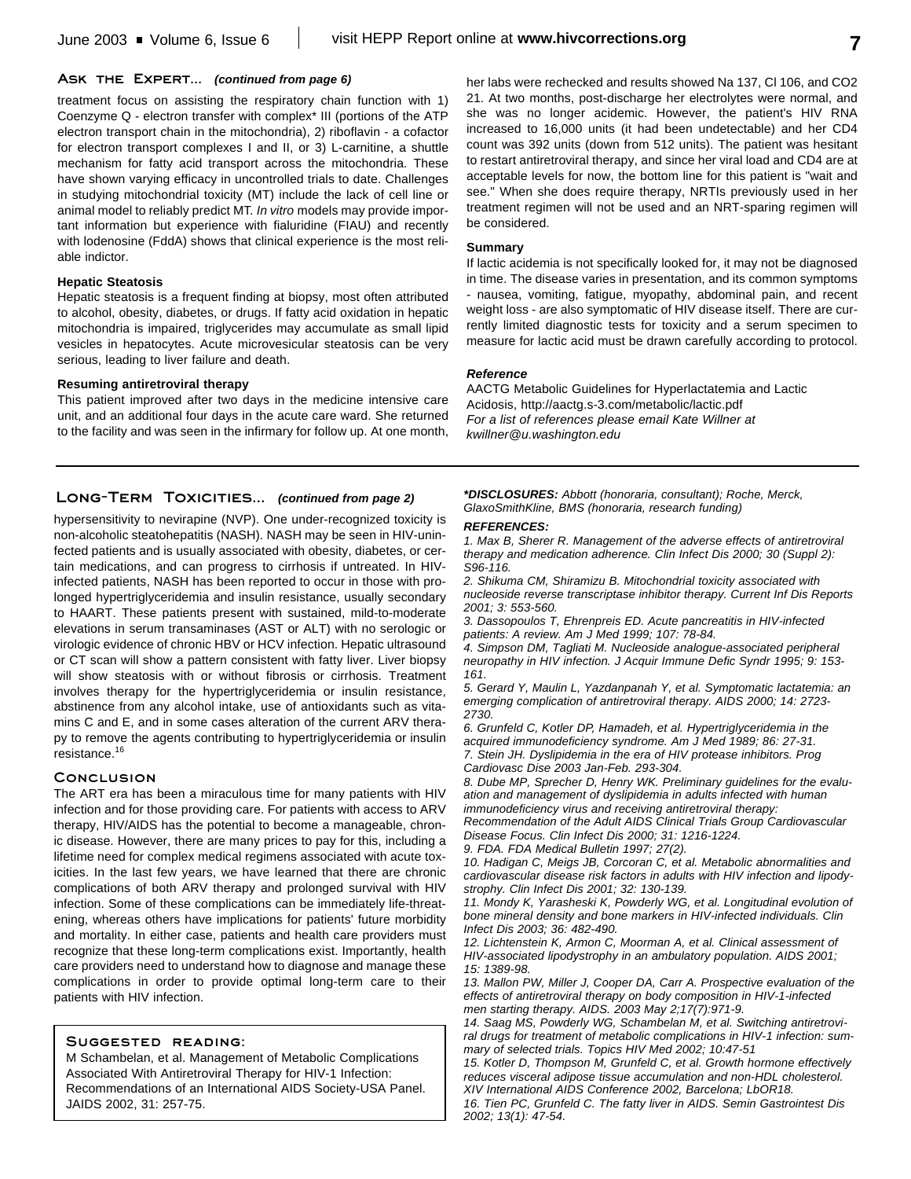## Ask the Expert... *(continued from page 6)*

treatment focus on assisting the respiratory chain function with 1) Coenzyme Q - electron transfer with complex* III (portions of the ATP electron transport chain in the mitochondria), 2) riboflavin - a cofactor for electron transport complexes I and II, or 3) L-carnitine, a shuttle mechanism for fatty acid transport across the mitochondria. These have shown varying efficacy in uncontrolled trials to date. Challenges in studying mitochondrial toxicity (MT) include the lack of cell line or animal model to reliably predict MT. *In vitro* models may provide important information but experience with fialuridine (FIAU) and recently with lodenosine (FddA) shows that clinical experience is the most reliable indictor.

### Hepatic Steatosis

Hepatic steatosis is a frequent finding at biopsy, most often attributed to alcohol, obesity, diabetes, or drugs. If fatty acid oxidation in hepatic mitochondria is impaired, triglycerides may accumulate as small lipid vesicles in hepatocytes. Acute microvesicular steatosis can be very serious, leading to liver failure and death.

### Resuming antiretroviral therapy

This patient improved after two days in the medicine intensive care unit, and an additional four days in the acute care ward. She returned to the facility and was seen in the infirmary for follow up. At one month, her labs were rechecked and results showed Na 137, Cl 106, and CO2 21. At two months, post-discharge her electrolytes were normal, and she was no longer acidemic. However, the patient's HIV RNA increased to 16,000 units (it had been undetectable) and her CD4 count was 392 units (down from 512 units). The patient was hesitant to restart antiretroviral therapy, and since her viral load and CD4 are at acceptable levels for now, the bottom line for this patient is "wait and see." When she does require therapy, NRTIs previously used in her treatment regimen will not be used and an NRT-sparing regimen will be considered.

### Summary

If lactic acidemia is not specifically looked for, it may not be diagnosed in time. The disease varies in presentation, and its common symptoms - nausea, vomiting, fatigue, myopathy, abdominal pain, and recent weight loss - are also symptomatic of HIV disease itself. There are currently limited diagnostic tests for toxicity and a serum specimen to measure for lactic acid must be drawn carefully according to protocol.

### *Reference*

AACTG Metabolic Guidelines for Hyperlactatemia and Lactic Acidosis, http://aactg.s-3.com/metabolic/lactic.pdf
*For a list of references please email Kate Willner at kwillner@u.washington.edu*

---

## Long-Term Toxicities... *(continued from page 2)*

hypersensitivity to nevirapine (NVP). One under-recognized toxicity is non-alcoholic steatohepatitis (NASH). NASH may be seen in HIV-uninfected patients and is usually associated with obesity, diabetes, or certain medications, and can progress to cirrhosis if untreated. In HIV-infected patients, NASH has been reported to occur in those with prolonged hypertriglyceridemia and insulin resistance, usually secondary to HAART. These patients present with sustained, mild-to-moderate elevations in serum transaminases (AST or ALT) with no serologic or virologic evidence of chronic HBV or HCV infection. Hepatic ultrasound or CT scan will show a pattern consistent with fatty liver. Liver biopsy will show steatosis with or without fibrosis or cirrhosis. Treatment involves therapy for the hypertriglyceridemia or insulin resistance, abstinence from any alcohol intake, use of antioxidants such as vitamins C and E, and in some cases alteration of the current ARV therapy to remove the agents contributing to hypertriglyceridemia or insulin resistance.[16]

### Conclusion

The ART era has been a miraculous time for many patients with HIV infection and for those providing care. For patients with access to ARV therapy, HIV/AIDS has the potential to become a manageable, chronic disease. However, there are many prices to pay for this, including a lifetime need for complex medical regimens associated with acute toxicities. In the last few years, we have learned that there are chronic complications of both ARV therapy and prolonged survival with HIV infection. Some of these complications can be immediately life-threatening, whereas others have implications for patients' future morbidity and mortality. In either case, patients and health care providers must recognize that these long-term complications exist. Importantly, health care providers need to understand how to diagnose and manage these complications in order to provide optimal long-term care to their patients with HIV infection.

### Suggested reading:

M Schambelan, et al. Management of Metabolic Complications Associated With Antiretroviral Therapy for HIV-1 Infection: Recommendations of an International AIDS Society-USA Panel. JAIDS 2002, 31: 257-75.

***DISCLOSURES:** *Abbott (honoraria, consultant); Roche, Merck, GlaxoSmithKline, BMS (honoraria, research funding)*

***REFERENCES:***

1. *Max B, Sherer R. Management of the adverse effects of antiretroviral therapy and medication adherence. Clin Infect Dis 2000; 30 (Suppl 2): S96-116.*
2. *Shikuma CM, Shiramizu B. Mitochondrial toxicity associated with nucleoside reverse transcriptase inhibitor therapy. Current Inf Dis Reports 2001; 3: 553-560.*
3. *Dassopoulos T, Ehrenpreis ED. Acute pancreatitis in HIV-infected patients: A review. Am J Med 1999; 107: 78-84.*
4. *Simpson DM, Tagliati M. Nucleoside analogue-associated peripheral neuropathy in HIV infection. J Acquir Immune Defic Syndr 1995; 9: 153-161.*
5. *Gerard Y, Maulin L, Yazdanpanah Y, et al. Symptomatic lactatemia: an emerging complication of antiretroviral therapy. AIDS 2000; 14: 2723-2730.*
6. *Grunfeld C, Kotler DP, Hamadeh, et al. Hypertriglyceridemia in the acquired immunodeficiency syndrome. Am J Med 1989; 86: 27-31.*
7. *Stein JH. Dyslipidemia in the era of HIV protease inhibitors. Prog Cardiovasc Dise 2003 Jan-Feb. 293-304.*
8. *Dube MP, Sprecher D, Henry WK. Preliminary guidelines for the evaluation and management of dyslipidemia in adults infected with human immunodeficiency virus and receiving antiretroviral therapy: Recommendation of the Adult AIDS Clinical Trials Group Cardiovascular Disease Focus. Clin Infect Dis 2000; 31: 1216-1224.*
9. *FDA. FDA Medical Bulletin 1997; 27(2).*
10. *Hadigan C, Meigs JB, Corcoran C, et al. Metabolic abnormalities and cardiovascular disease risk factors in adults with HIV infection and lipodystrophy. Clin Infect Dis 2001; 32: 130-139.*
11. *Mondy K, Yarasheski K, Powderly WG, et al. Longitudinal evolution of bone mineral density and bone markers in HIV-infected individuals. Clin Infect Dis 2003; 36: 482-490.*
12. *Lichtenstein K, Armon C, Moorman A, et al. Clinical assessment of HIV-associated lipodystrophy in an ambulatory population. AIDS 2001; 15: 1389-98.*
13. *Mallon PW, Miller J, Cooper DA, Carr A. Prospective evaluation of the effects of antiretroviral therapy on body composition in HIV-1-infected men starting therapy. AIDS. 2003 May 2;17(7):971-9.*
14. *Saag MS, Powderly WG, Schambelan M, et al. Switching antiretroviral drugs for treatment of metabolic complications in HIV-1 infection: summary of selected trials. Topics HIV Med 2002; 10:47-51*
15. *Kotler D, Thompson M, Grunfeld C, et al. Growth hormone effectively reduces visceral adipose tissue accumulation and non-HDL cholesterol. XIV International AIDS Conference 2002, Barcelona; LbOR18.*
16. *Tien PC, Grunfeld C. The fatty liver in AIDS. Semin Gastrointest Dis 2002; 13(1): 47-54.*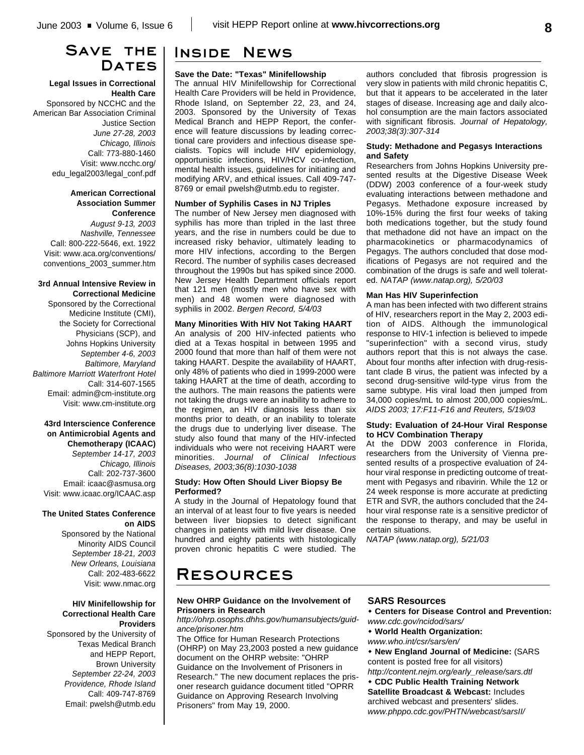# Save the Dates

**Legal Issues in Correctional Health Care**
Sponsored by NCCHC and the American Bar Association Criminal Justice Section
*June 27-28, 2003*
*Chicago, Illinois*
Call: 773-880-1460
Visit: www.ncchc.org/edu_legal2003/legal_conf.pdf

**American Correctional Association Summer Conference**
*August 9-13, 2003*
*Nashville, Tennessee*
Call: 800-222-5646, ext. 1922
Visit: www.aca.org/conventions/conventions_2003_summer.htm

**3rd Annual Intensive Review in Correctional Medicine**
Sponsored by the Correctional Medicine Institute (CMI), the Society for Correctional Physicians (SCP), and Johns Hopkins University
*September 4-6, 2003*
*Baltimore, Maryland*
*Baltimore Marriott Waterfront Hotel*
Call: 314-607-1565
Email: admin@cm-institute.org
Visit: www.cm-institute.org

**43rd Interscience Conference on Antimicrobial Agents and Chemotherapy (ICAAC)**
*September 14-17, 2003*
*Chicago, Illinois*
Call: 202-737-3600
Email: icaac@asmusa.org
Visit: www.icaac.org/ICAAC.asp

**The United States Conference on AIDS**
Sponsored by the National Minority AIDS Council
*September 18-21, 2003*
*New Orleans, Louisiana*
Call: 202-483-6622
Visit: www.nmac.org

**HIV Minifellowship for Correctional Health Care Providers**
Sponsored by the University of Texas Medical Branch and HEPP Report, Brown University
*September 22-24, 2003*
*Providence, Rhode Island*
Call: 409-747-8769
Email: pwelsh@utmb.edu

# Inside News

**Save the Date: "Texas" Minifellowship**
The annual HIV Minifellowship for Correctional Health Care Providers will be held in Providence, Rhode Island, on September 22, 23, and 24, 2003. Sponsored by the University of Texas Medical Branch and HEPP Report, the conference will feature discussions by leading correctional care providers and infectious disease specialists. Topics will include HIV epidemiology, opportunistic infections, HIV/HCV co-infection, mental health issues, guidelines for initiating and modifying ARV, and ethical issues. Call 409-747-8769 or email pwelsh@utmb.edu to register.

**Number of Syphilis Cases in NJ Triples**
The number of New Jersey men diagnosed with syphilis has more than tripled in the last three years, and the rise in numbers could be due to increased risky behavior, ultimately leading to more HIV infections, according to the Bergen Record. The number of syphilis cases decreased throughout the 1990s but has spiked since 2000. New Jersey Health Department officials report that 121 men (mostly men who have sex with men) and 48 women were diagnosed with syphilis in 2002. *Bergen Record, 5/4/03*

**Many Minorities With HIV Not Taking HAART**
An analysis of 200 HIV-infected patients who died at a Texas hospital in between 1995 and 2000 found that more than half of them were not taking HAART. Despite the availability of HAART, only 48% of patients who died in 1999-2000 were taking HAART at the time of death, according to the authors. The main reasons the patients were not taking the drugs were an inability to adhere to the regimen, an HIV diagnosis less than six months prior to death, or an inability to tolerate the drugs due to underlying liver disease. The study also found that many of the HIV-infected individuals who were not receiving HAART were minorities. *Journal of Clinical Infectious Diseases, 2003;36(8):1030-1038*

**Study: How Often Should Liver Biopsy Be Performed?**
A study in the Journal of Hepatology found that an interval of at least four to five years is needed between liver biopsies to detect significant changes in patients with mild liver disease. One hundred and eighty patients with histologically proven chronic hepatitis C were studied. The authors concluded that fibrosis progression is very slow in patients with mild chronic hepatitis C, but that it appears to be accelerated in the later stages of disease. Increasing age and daily alcohol consumption are the main factors associated with significant fibrosis. *Journal of Hepatology, 2003;38(3):307-314*

**Study: Methadone and Pegasys Interactions and Safety**
Researchers from Johns Hopkins University presented results at the Digestive Disease Week (DDW) 2003 conference of a four-week study evaluating interactions between methadone and Pegasys. Methadone exposure increased by 10%-15% during the first four weeks of taking both medications together, but the study found that methadone did not have an impact on the pharmacokinetics or pharmacodynamics of Pegagys. The authors concluded that dose modifications of Pegasys are not required and the combination of the drugs is safe and well tolerated. *NATAP (www.natap.org), 5/20/03*

**Man Has HIV Superinfection**
A man has been infected with two different strains of HIV, researchers report in the May 2, 2003 edition of AIDS. Although the immunological response to HIV-1 infection is believed to impede "superinfection" with a second virus, study authors report that this is not always the case. About four months after infection with drug-resistant clade B virus, the patient was infected by a second drug-sensitive wild-type virus from the same subtype. His viral load then jumped from 34,000 copies/mL to almost 200,000 copies/mL. *AIDS 2003; 17:F11-F16 and Reuters, 5/19/03*

**Study: Evaluation of 24-Hour Viral Response to HCV Combination Therapy**
At the DDW 2003 conference in Florida, researchers from the University of Vienna presented results of a prospective evaluation of 24-hour viral response in predicting outcome of treatment with Pegasys and ribavirin. While the 12 or 24 week response is more accurate at predicting ETR and SVR, the authors concluded that the 24-hour viral response rate is a sensitive predictor of the response to therapy, and may be useful in certain situations.
*NATAP (www.natap.org), 5/21/03*

# Resources

**New OHRP Guidance on the Involvement of Prisoners in Research**
*http://ohrp.osophs.dhhs.gov/humansubjects/guidance/prisoner.htm*
The Office for Human Research Protections (OHRP) on May 23,2003 posted a new guidance document on the OHRP website: "OHRP Guidance on the Involvement of Prisoners in Research." The new document replaces the prisoner research guidance document titled "OPRR Guidance on Approving Research Involving Prisoners" from May 19, 2000.

**SARS Resources**

- **Centers for Disease Control and Prevention:** *www.cdc.gov/ncidod/sars/*
- **World Health Organization:** *www.who.int/csr/sars/en/*
- **New England Journal of Medicine:** (SARS content is posted free for all visitors) *http://content.nejm.org/early_release/sars.dtl*
- **CDC Public Health Training Network Satellite Broadcast & Webcast:** Includes archived webcast and presenters' slides. *www.phppo.cdc.gov/PHTN/webcast/sarsII/*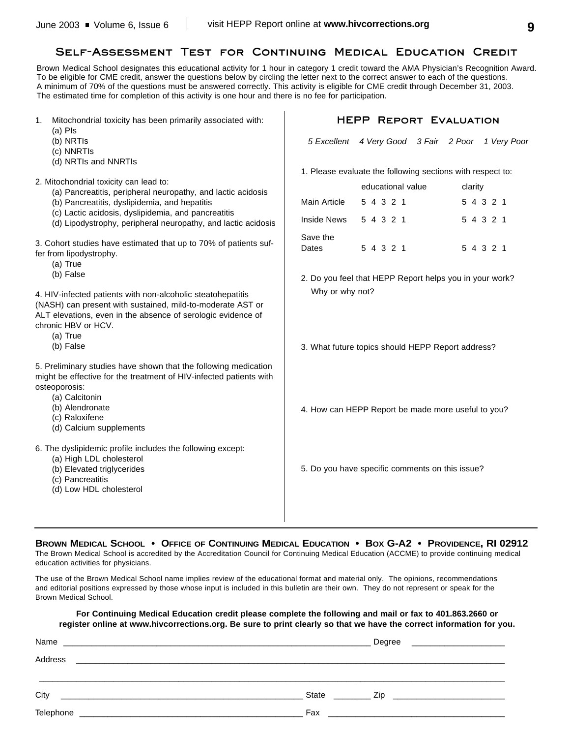# Self-Assessment Test for Continuing Medical Education Credit

Brown Medical School designates this educational activity for 1 hour in category 1 credit toward the AMA Physician's Recognition Award. To be eligible for CME credit, answer the questions below by circling the letter next to the correct answer to each of the questions. A minimum of 70% of the questions must be answered correctly. This activity is eligible for CME credit through December 31, 2003. The estimated time for completion of this activity is one hour and there is no fee for participation.

1. Mitochondrial toxicity has been primarily associated with:
   - (a) PIs
   - (b) NRTIs
   - (c) NNRTIs
   - (d) NRTIs and NNRTIs

2. Mitochondrial toxicity can lead to:
   - (a) Pancreatitis, peripheral neuropathy, and lactic acidosis
   - (b) Pancreatitis, dyslipidemia, and hepatitis
   - (c) Lactic acidosis, dyslipidemia, and pancreatitis
   - (d) Lipodystrophy, peripheral neuropathy, and lactic acidosis

3. Cohort studies have estimated that up to 70% of patients suffer from lipodystrophy.
   - (a) True
   - (b) False

4. HIV-infected patients with non-alcoholic steatohepatitis (NASH) can present with sustained, mild-to-moderate AST or ALT elevations, even in the absence of serologic evidence of chronic HBV or HCV.
   - (a) True
   - (b) False

5. Preliminary studies have shown that the following medication might be effective for the treatment of HIV-infected patients with osteoporosis:
   - (a) Calcitonin
   - (b) Alendronate
   - (c) Raloxifene
   - (d) Calcium supplements

6. The dyslipidemic profile includes the following except:
   - (a) High LDL cholesterol
   - (b) Elevated triglycerides
   - (c) Pancreatitis
   - (d) Low HDL cholesterol

## HEPP Report Evaluation

*5 Excellent 4 Very Good 3 Fair 2 Poor 1 Very Poor*

1. Please evaluate the following sections with respect to:

| | educational value | clarity |
|---|---|---|
| Main Article | 5 4 3 2 1 | 5 4 3 2 1 |
| Inside News | 5 4 3 2 1 | 5 4 3 2 1 |
| Save the Dates | 5 4 3 2 1 | 5 4 3 2 1 |

2. Do you feel that HEPP Report helps you in your work? Why or why not?

3. What future topics should HEPP Report address?

4. How can HEPP Report be made more useful to you?

5. Do you have specific comments on this issue?

**Brown Medical School • Office of Continuing Medical Education • Box G-A2 • Providence, RI 02912**

The Brown Medical School is accredited by the Accreditation Council for Continuing Medical Education (ACCME) to provide continuing medical education activities for physicians.

The use of the Brown Medical School name implies review of the educational format and material only. The opinions, recommendations and editorial positions expressed by those whose input is included in this bulletin are their own. They do not represent or speak for the Brown Medical School.

**For Continuing Medical Education credit please complete the following and mail or fax to 401.863.2660 or register online at www.hivcorrections.org. Be sure to print clearly so that we have the correct information for you.**

Name ______________________ Degree ______________

Address ______________________________________

______________________________________________

City ______________________ State ________ Zip ______________

Telephone ______________________ Fax ______________________